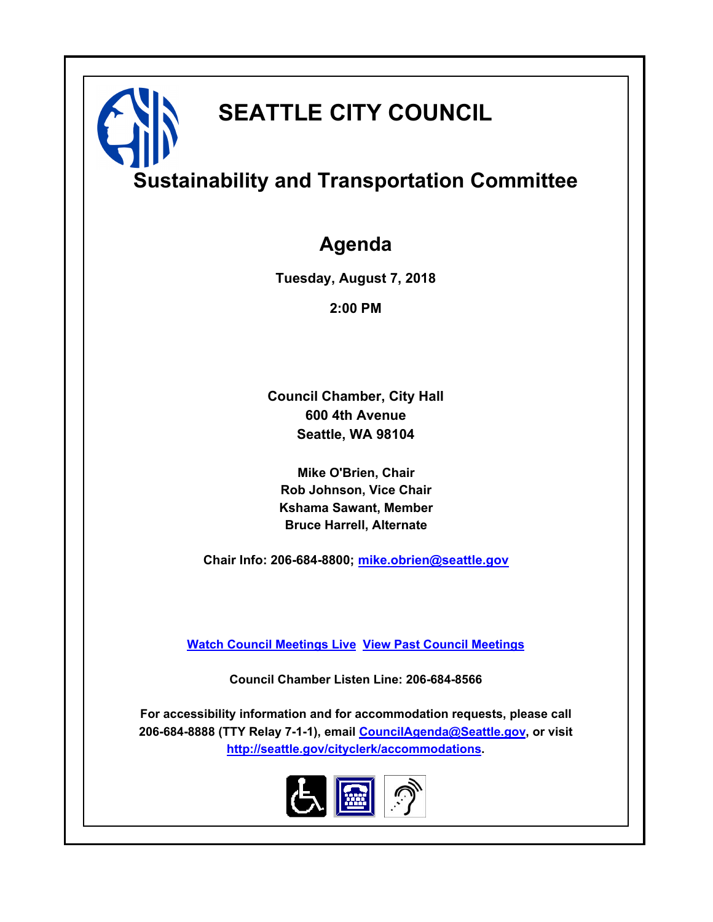# SEATTLE CITY COUNCIL

## Sustainability and Transportation Committee

## Agenda

**Tuesday, August 7, 2018**

**2:00 PM**

**Council Chamber, City Hall**
**600 4th Avenue**
**Seattle, WA 98104**

**Mike O'Brien, Chair**
**Rob Johnson, Vice Chair**
**Kshama Sawant, Member**
**Bruce Harrell, Alternate**

**Chair Info: 206-684-8800; mike.obrien@seattle.gov**

**Watch Council Meetings Live  View Past Council Meetings**

**Council Chamber Listen Line: 206-684-8566**

**For accessibility information and for accommodation requests, please call 206-684-8888 (TTY Relay 7-1-1), email CouncilAgenda@Seattle.gov, or visit http://seattle.gov/cityclerk/accommodations.**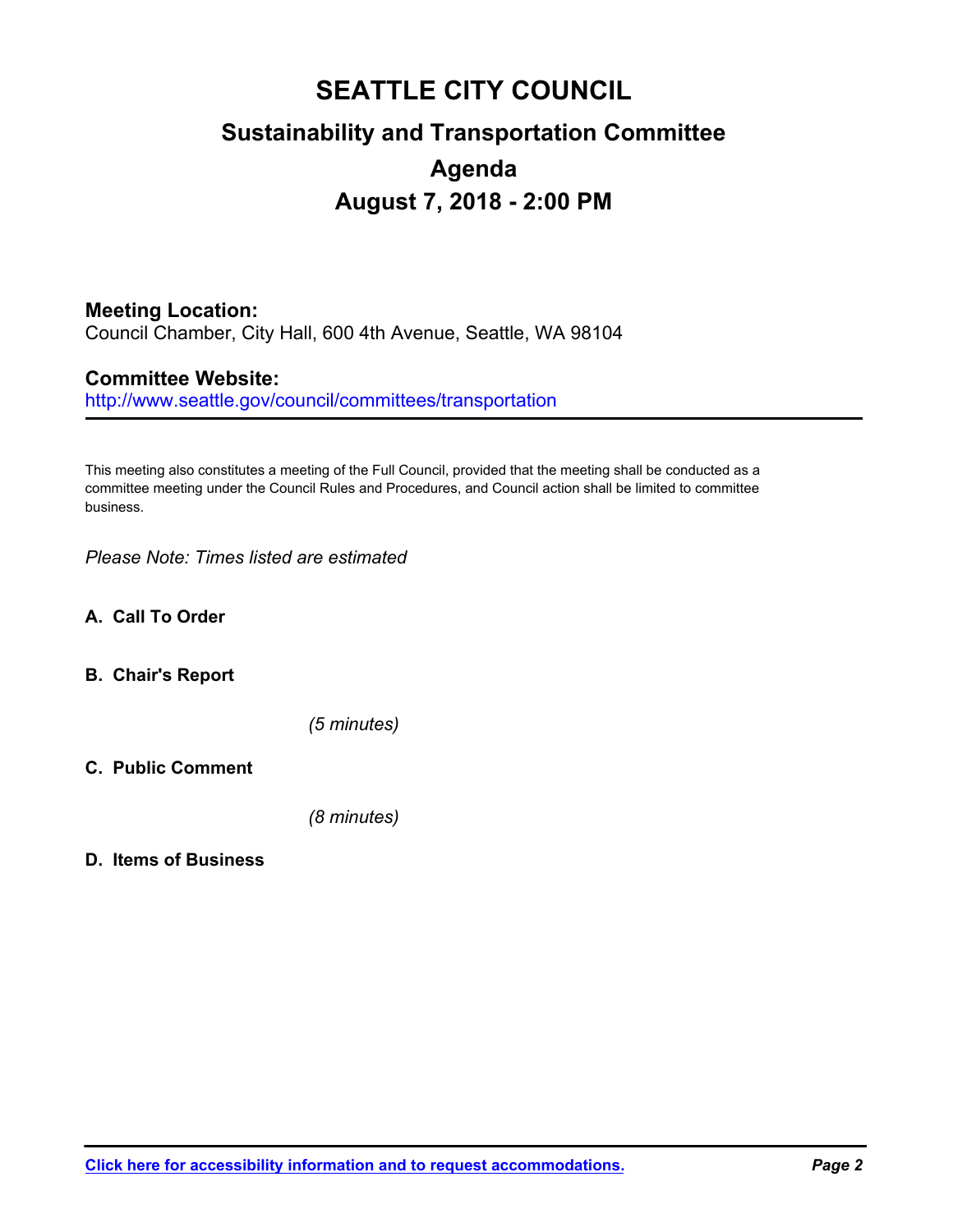# SEATTLE CITY COUNCIL

## Sustainability and Transportation Committee

## Agenda

## August 7, 2018 - 2:00 PM

**Meeting Location:**
Council Chamber, City Hall, 600 4th Avenue, Seattle, WA 98104

**Committee Website:**
http://www.seattle.gov/council/committees/transportation

---

This meeting also constitutes a meeting of the Full Council, provided that the meeting shall be conducted as a committee meeting under the Council Rules and Procedures, and Council action shall be limited to committee business.

*Please Note: Times listed are estimated*

**A. Call To Order**

**B. Chair's Report**

*(5 minutes)*

**C. Public Comment**

*(8 minutes)*

**D. Items of Business**

[Click here for accessibility information and to request accommodations.](#)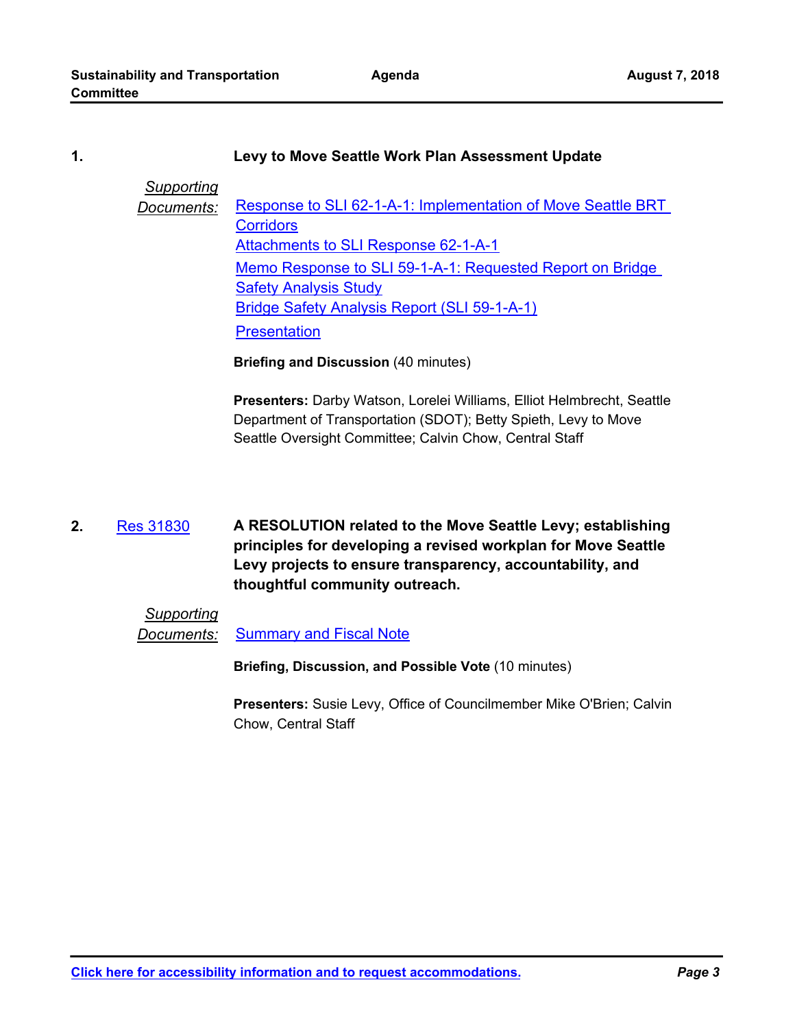**1.** **Levy to Move Seattle Work Plan Assessment Update**

*Supporting Documents:*
Response to SLI 62-1-A-1: Implementation of Move Seattle BRT Corridors
Attachments to SLI Response 62-1-A-1
Memo Response to SLI 59-1-A-1: Requested Report on Bridge Safety Analysis Study
Bridge Safety Analysis Report (SLI 59-1-A-1)
Presentation

**Briefing and Discussion** (40 minutes)

**Presenters:** Darby Watson, Lorelei Williams, Elliot Helmbrecht, Seattle Department of Transportation (SDOT); Betty Spieth, Levy to Move Seattle Oversight Committee; Calvin Chow, Central Staff

**2.** Res 31830 **A RESOLUTION related to the Move Seattle Levy; establishing principles for developing a revised workplan for Move Seattle Levy projects to ensure transparency, accountability, and thoughtful community outreach.**

*Supporting Documents:* Summary and Fiscal Note

**Briefing, Discussion, and Possible Vote** (10 minutes)

**Presenters:** Susie Levy, Office of Councilmember Mike O'Brien; Calvin Chow, Central Staff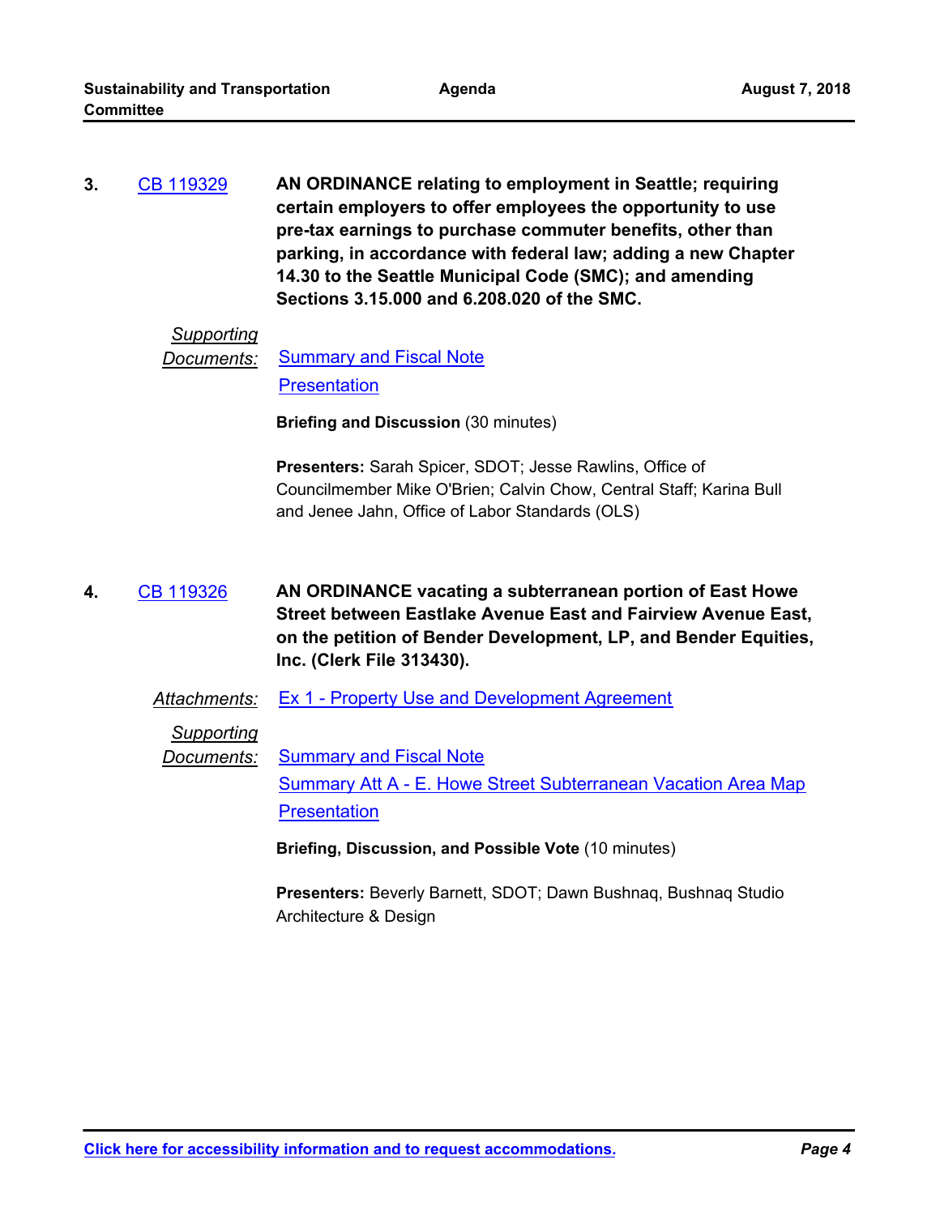**3.** CB 119329 **AN ORDINANCE relating to employment in Seattle; requiring certain employers to offer employees the opportunity to use pre-tax earnings to purchase commuter benefits, other than parking, in accordance with federal law; adding a new Chapter 14.30 to the Seattle Municipal Code (SMC); and amending Sections 3.15.000 and 6.208.020 of the SMC.**

*Supporting Documents:* Summary and Fiscal Note
Presentation

**Briefing and Discussion** (30 minutes)

**Presenters:** Sarah Spicer, SDOT; Jesse Rawlins, Office of Councilmember Mike O'Brien; Calvin Chow, Central Staff; Karina Bull and Jenee Jahn, Office of Labor Standards (OLS)

**4.** CB 119326 **AN ORDINANCE vacating a subterranean portion of East Howe Street between Eastlake Avenue East and Fairview Avenue East, on the petition of Bender Development, LP, and Bender Equities, Inc. (Clerk File 313430).**

*Attachments:* Ex 1 - Property Use and Development Agreement

*Supporting Documents:* Summary and Fiscal Note
Summary Att A - E. Howe Street Subterranean Vacation Area Map
Presentation

**Briefing, Discussion, and Possible Vote** (10 minutes)

**Presenters:** Beverly Barnett, SDOT; Dawn Bushnaq, Bushnaq Studio Architecture & Design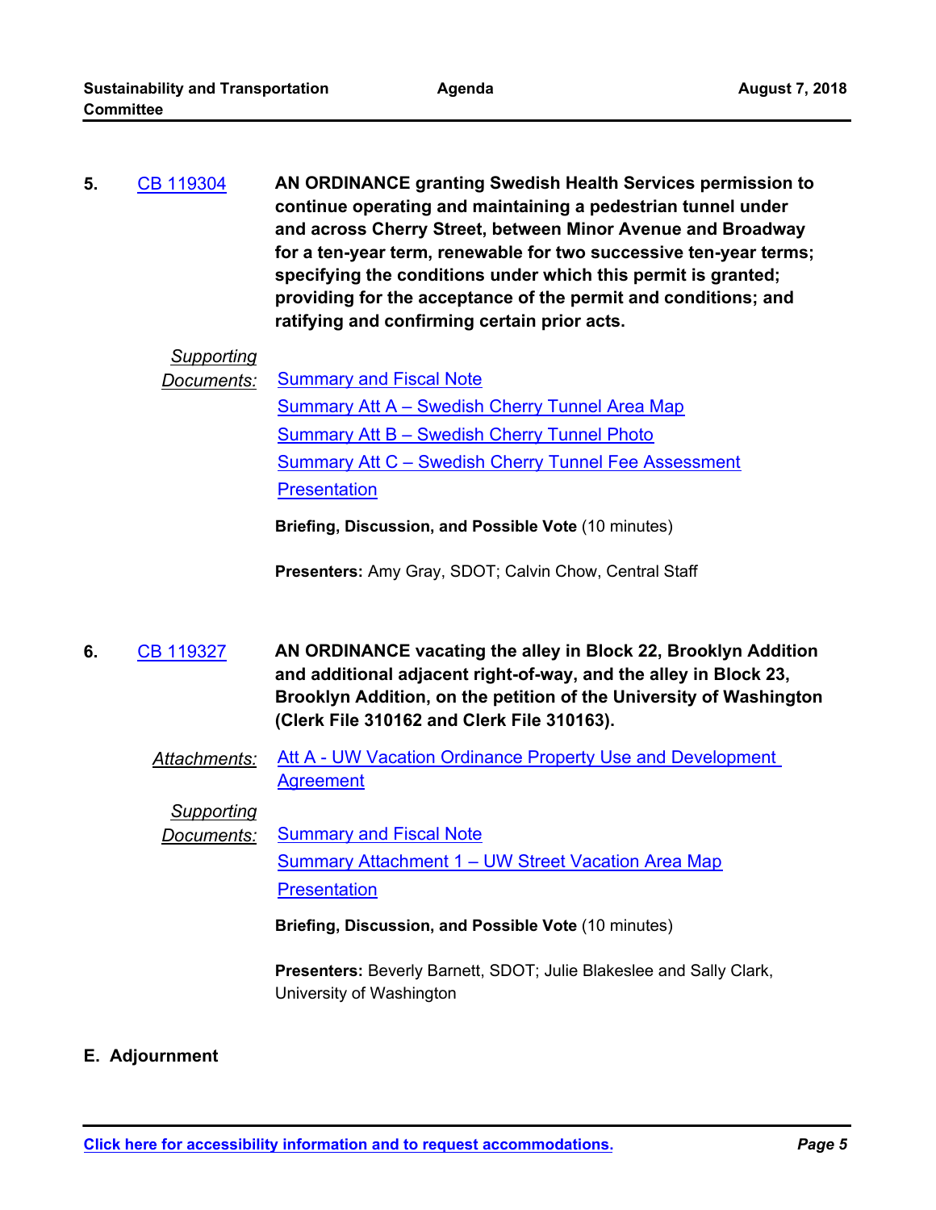**5.** CB 119304 **AN ORDINANCE granting Swedish Health Services permission to continue operating and maintaining a pedestrian tunnel under and across Cherry Street, between Minor Avenue and Broadway for a ten-year term, renewable for two successive ten-year terms; specifying the conditions under which this permit is granted; providing for the acceptance of the permit and conditions; and ratifying and confirming certain prior acts.**

*Supporting Documents:*
- Summary and Fiscal Note
- Summary Att A – Swedish Cherry Tunnel Area Map
- Summary Att B – Swedish Cherry Tunnel Photo
- Summary Att C – Swedish Cherry Tunnel Fee Assessment
- Presentation

**Briefing, Discussion, and Possible Vote** (10 minutes)

**Presenters:** Amy Gray, SDOT; Calvin Chow, Central Staff

**6.** CB 119327 **AN ORDINANCE vacating the alley in Block 22, Brooklyn Addition and additional adjacent right-of-way, and the alley in Block 23, Brooklyn Addition, on the petition of the University of Washington (Clerk File 310162 and Clerk File 310163).**

*Attachments:*
- Att A - UW Vacation Ordinance Property Use and Development Agreement

*Supporting Documents:*
- Summary and Fiscal Note
- Summary Attachment 1 – UW Street Vacation Area Map
- Presentation

**Briefing, Discussion, and Possible Vote** (10 minutes)

**Presenters:** Beverly Barnett, SDOT; Julie Blakeslee and Sally Clark, University of Washington

## E. Adjournment

**Click here for accessibility information and to request accommodations.**